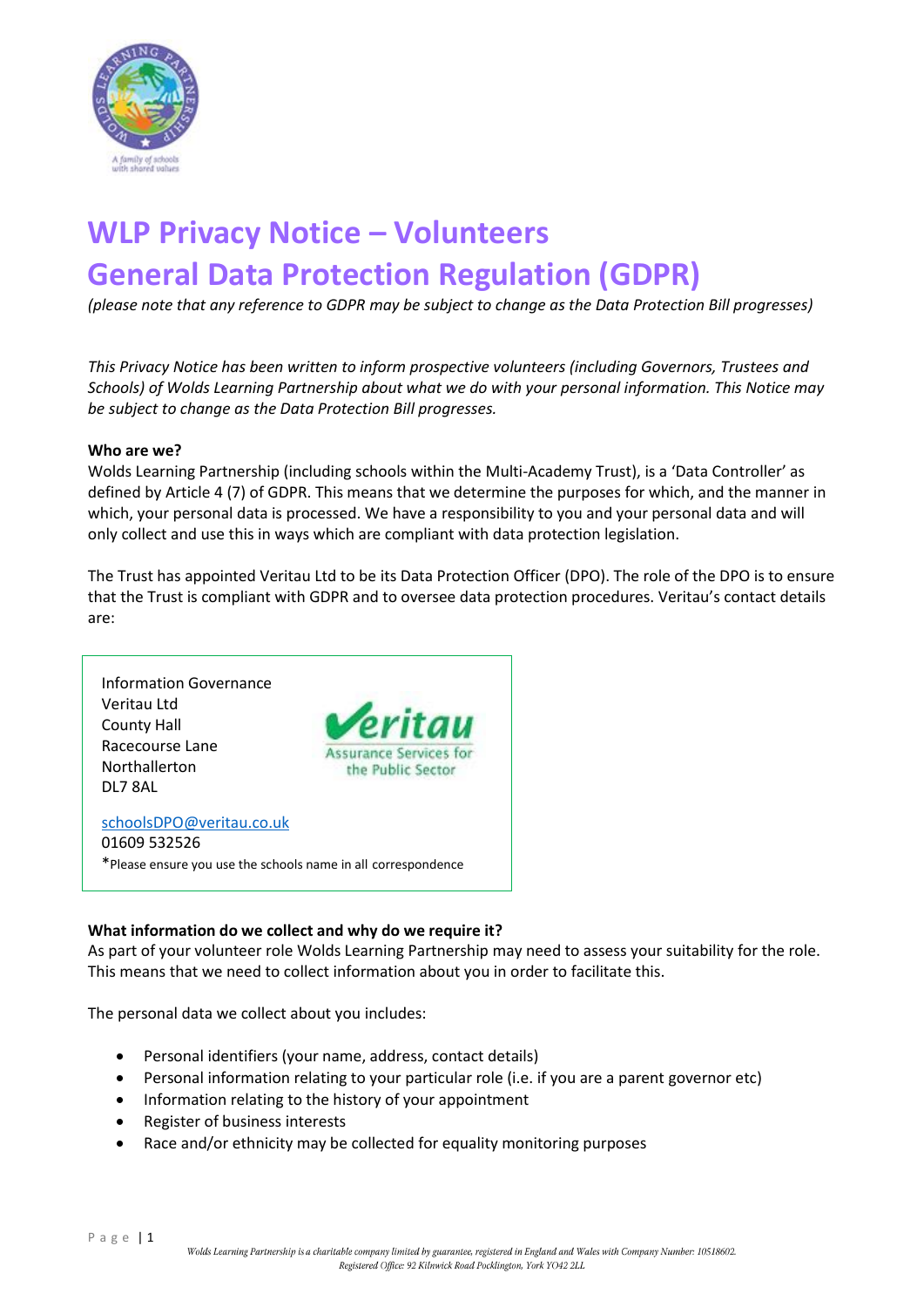# WLP Privacy Notice – Volunteers

# General Data Protection Regulation (GDPR)

*(please note that any reference to GDPR may be subject to change as the Data Protection Bill progresses)*

*This Privacy Notice has been written to inform prospective volunteers (including Governors, Trustees and Schools) of Wolds Learning Partnership about what we do with your personal information. This Notice may be subject to change as the Data Protection Bill progresses.*

**Who are we?**

Wolds Learning Partnership (including schools within the Multi-Academy Trust), is a 'Data Controller' as defined by Article 4 (7) of GDPR. This means that we determine the purposes for which, and the manner in which, your personal data is processed. We have a responsibility to you and your personal data and will only collect and use this in ways which are compliant with data protection legislation.

The Trust has appointed Veritau Ltd to be its Data Protection Officer (DPO). The role of the DPO is to ensure that the Trust is compliant with GDPR and to oversee data protection procedures. Veritau's contact details are:

Information Governance
Veritau Ltd
County Hall
Racecourse Lane
Northallerton
DL7 8AL

schoolsDPO@veritau.co.uk
01609 532526
*Please ensure you use the schools name in all correspondence

**What information do we collect and why do we require it?**

As part of your volunteer role Wolds Learning Partnership may need to assess your suitability for the role. This means that we need to collect information about you in order to facilitate this.

The personal data we collect about you includes:

- Personal identifiers (your name, address, contact details)
- Personal information relating to your particular role (i.e. if you are a parent governor etc)
- Information relating to the history of your appointment
- Register of business interests
- Race and/or ethnicity may be collected for equality monitoring purposes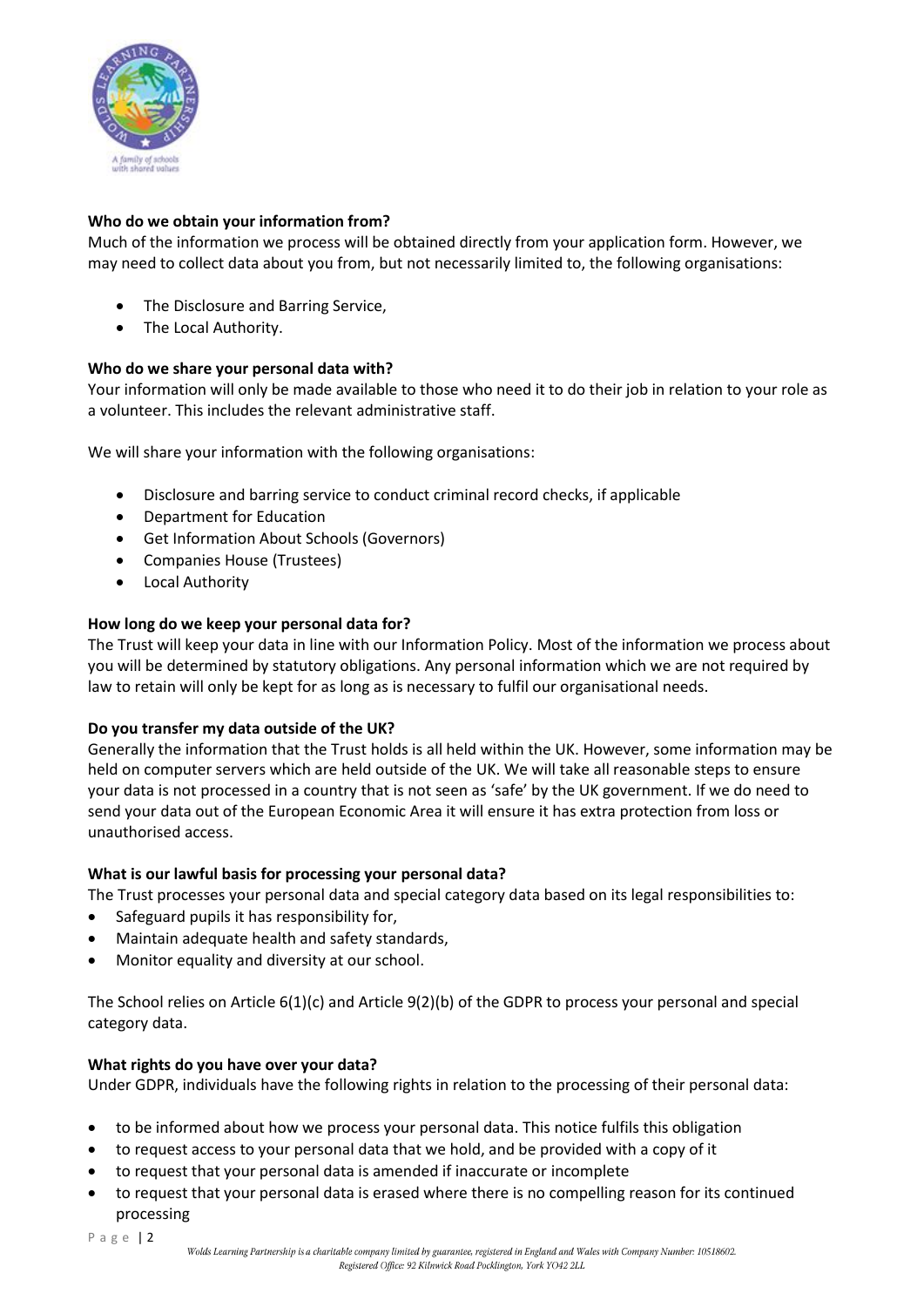**Who do we obtain your information from?**

Much of the information we process will be obtained directly from your application form. However, we may need to collect data about you from, but not necessarily limited to, the following organisations:

- The Disclosure and Barring Service,
- The Local Authority.

**Who do we share your personal data with?**

Your information will only be made available to those who need it to do their job in relation to your role as a volunteer. This includes the relevant administrative staff.

We will share your information with the following organisations:

- Disclosure and barring service to conduct criminal record checks, if applicable
- Department for Education
- Get Information About Schools (Governors)
- Companies House (Trustees)
- Local Authority

**How long do we keep your personal data for?**

The Trust will keep your data in line with our Information Policy. Most of the information we process about you will be determined by statutory obligations. Any personal information which we are not required by law to retain will only be kept for as long as is necessary to fulfil our organisational needs.

**Do you transfer my data outside of the UK?**

Generally the information that the Trust holds is all held within the UK. However, some information may be held on computer servers which are held outside of the UK. We will take all reasonable steps to ensure your data is not processed in a country that is not seen as 'safe' by the UK government. If we do need to send your data out of the European Economic Area it will ensure it has extra protection from loss or unauthorised access.

**What is our lawful basis for processing your personal data?**

The Trust processes your personal data and special category data based on its legal responsibilities to:

- Safeguard pupils it has responsibility for,
- Maintain adequate health and safety standards,
- Monitor equality and diversity at our school.

The School relies on Article 6(1)(c) and Article 9(2)(b) of the GDPR to process your personal and special category data.

**What rights do you have over your data?**

Under GDPR, individuals have the following rights in relation to the processing of their personal data:

- to be informed about how we process your personal data. This notice fulfils this obligation
- to request access to your personal data that we hold, and be provided with a copy of it
- to request that your personal data is amended if inaccurate or incomplete
- to request that your personal data is erased where there is no compelling reason for its continued processing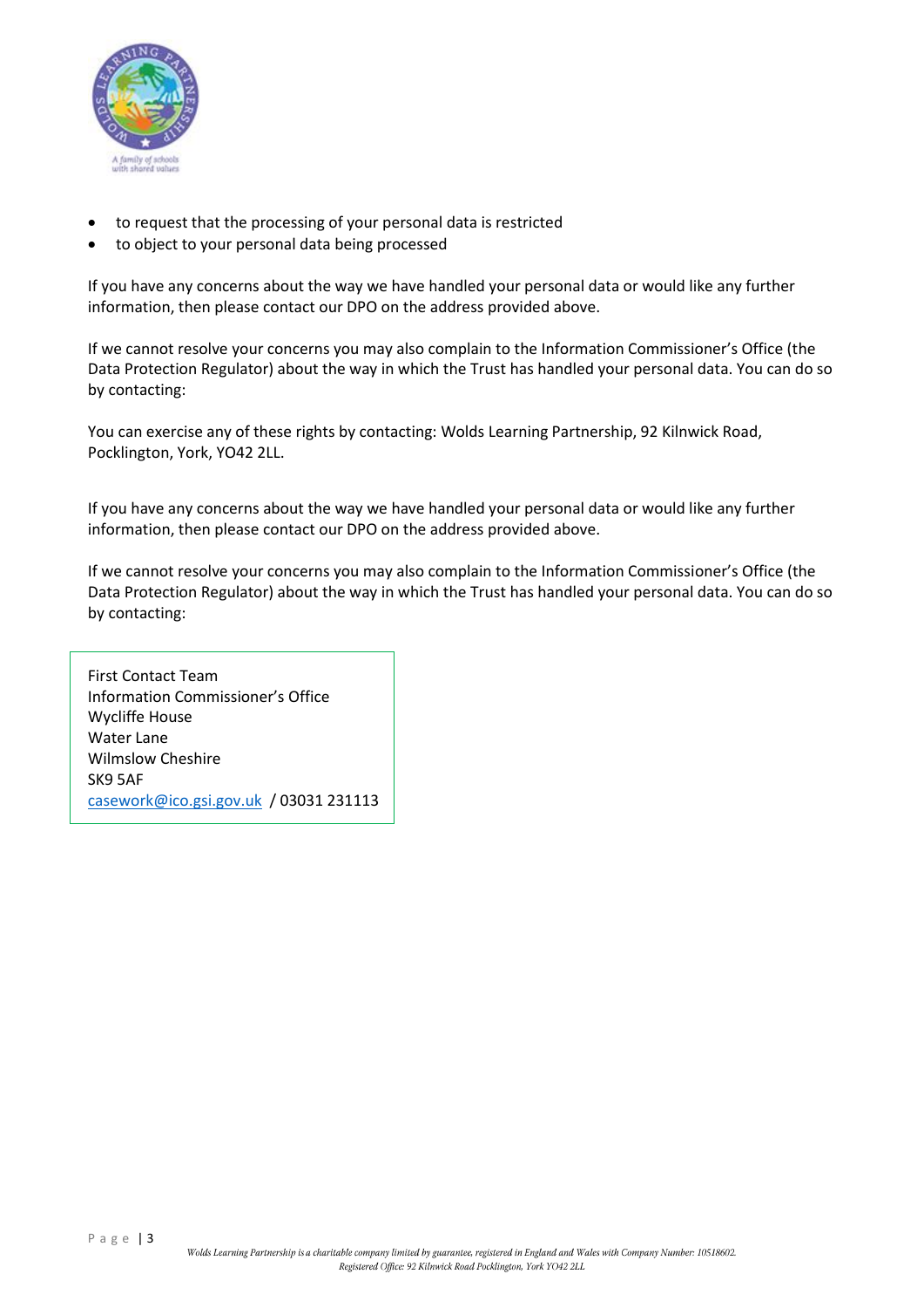- to request that the processing of your personal data is restricted
- to object to your personal data being processed

If you have any concerns about the way we have handled your personal data or would like any further information, then please contact our DPO on the address provided above.

If we cannot resolve your concerns you may also complain to the Information Commissioner's Office (the Data Protection Regulator) about the way in which the Trust has handled your personal data. You can do so by contacting:

You can exercise any of these rights by contacting: Wolds Learning Partnership, 92 Kilnwick Road, Pocklington, York, YO42 2LL.

If you have any concerns about the way we have handled your personal data or would like any further information, then please contact our DPO on the address provided above.

If we cannot resolve your concerns you may also complain to the Information Commissioner's Office (the Data Protection Regulator) about the way in which the Trust has handled your personal data. You can do so by contacting:

First Contact Team
Information Commissioner's Office
Wycliffe House
Water Lane
Wilmslow Cheshire
SK9 5AF
casework@ico.gsi.gov.uk / 03031 231113

*Wolds Learning Partnership is a charitable company limited by guarantee, registered in England and Wales with Company Number: 10518602.*
*Registered Office: 92 Kilnwick Road Pocklington, York YO42 2LL*